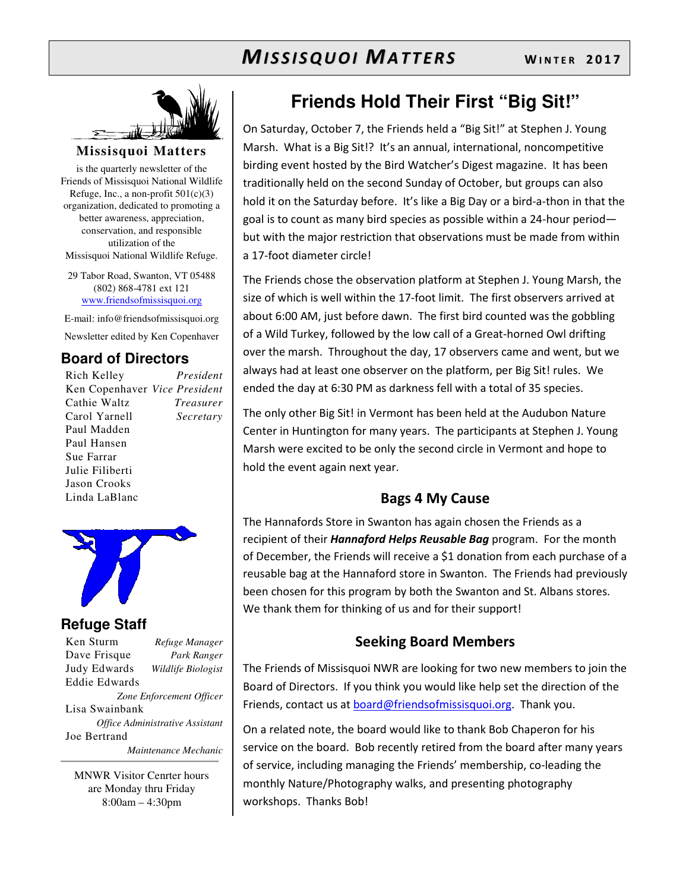# MISSISQUOI MATTERS

**WINTER 2017**

**Missisquoi Matters**

is the quarterly newsletter of the Friends of Missisquoi National Wildlife Refuge, Inc., a non-profit 501(c)(3) organization, dedicated to promoting a better awareness, appreciation, conservation, and responsible utilization of the Missisquoi National Wildlife Refuge.

29 Tabor Road, Swanton, VT 05488
(802) 868-4781 ext 121
www.friendsofmissisquoi.org

E-mail: info@friendsofmissisquoi.org

Newsletter edited by Ken Copenhaver

## Board of Directors

| Name | Position |
|---|---|
| Rich Kelley | *President* |
| Ken Copenhaver | *Vice President* |
| Cathie Waltz | *Treasurer* |
| Carol Yarnell | *Secretary* |
| Paul Madden | |
| Paul Hansen | |
| Sue Farrar | |
| Julie Filiberti | |
| Jason Crooks | |
| Linda LaBlanc | |

## Refuge Staff

| Name | Position |
|---|---|
| Ken Sturm | *Refuge Manager* |
| Dave Frisque | *Park Ranger* |
| Judy Edwards | *Wildlife Biologist* |
| Eddie Edwards | *Zone Enforcement Officer* |
| Lisa Swainbank | *Office Administrative Assistant* |
| Joe Bertrand | *Maintenance Mechanic* |

MNWR Visitor Cenrter hours are Monday thru Friday 8:00am – 4:30pm

# Friends Hold Their First "Big Sit!"

On Saturday, October 7, the Friends held a "Big Sit!" at Stephen J. Young Marsh. What is a Big Sit!? It's an annual, international, noncompetitive birding event hosted by the Bird Watcher's Digest magazine. It has been traditionally held on the second Sunday of October, but groups can also hold it on the Saturday before. It's like a Big Day or a bird-a-thon in that the goal is to count as many bird species as possible within a 24-hour period—but with the major restriction that observations must be made from within a 17-foot diameter circle!

The Friends chose the observation platform at Stephen J. Young Marsh, the size of which is well within the 17-foot limit. The first observers arrived at about 6:00 AM, just before dawn. The first bird counted was the gobbling of a Wild Turkey, followed by the low call of a Great-horned Owl drifting over the marsh. Throughout the day, 17 observers came and went, but we always had at least one observer on the platform, per Big Sit! rules. We ended the day at 6:30 PM as darkness fell with a total of 35 species.

The only other Big Sit! in Vermont has been held at the Audubon Nature Center in Huntington for many years. The participants at Stephen J. Young Marsh were excited to be only the second circle in Vermont and hope to hold the event again next year.

## Bags 4 My Cause

The Hannafords Store in Swanton has again chosen the Friends as a recipient of their ***Hannaford Helps Reusable Bag*** program. For the month of December, the Friends will receive a $1 donation from each purchase of a reusable bag at the Hannaford store in Swanton. The Friends had previously been chosen for this program by both the Swanton and St. Albans stores. We thank them for thinking of us and for their support!

## Seeking Board Members

The Friends of Missisquoi NWR are looking for two new members to join the Board of Directors. If you think you would like help set the direction of the Friends, contact us at board@friendsofmissisquoi.org. Thank you.

On a related note, the board would like to thank Bob Chaperon for his service on the board. Bob recently retired from the board after many years of service, including managing the Friends' membership, co-leading the monthly Nature/Photography walks, and presenting photography workshops. Thanks Bob!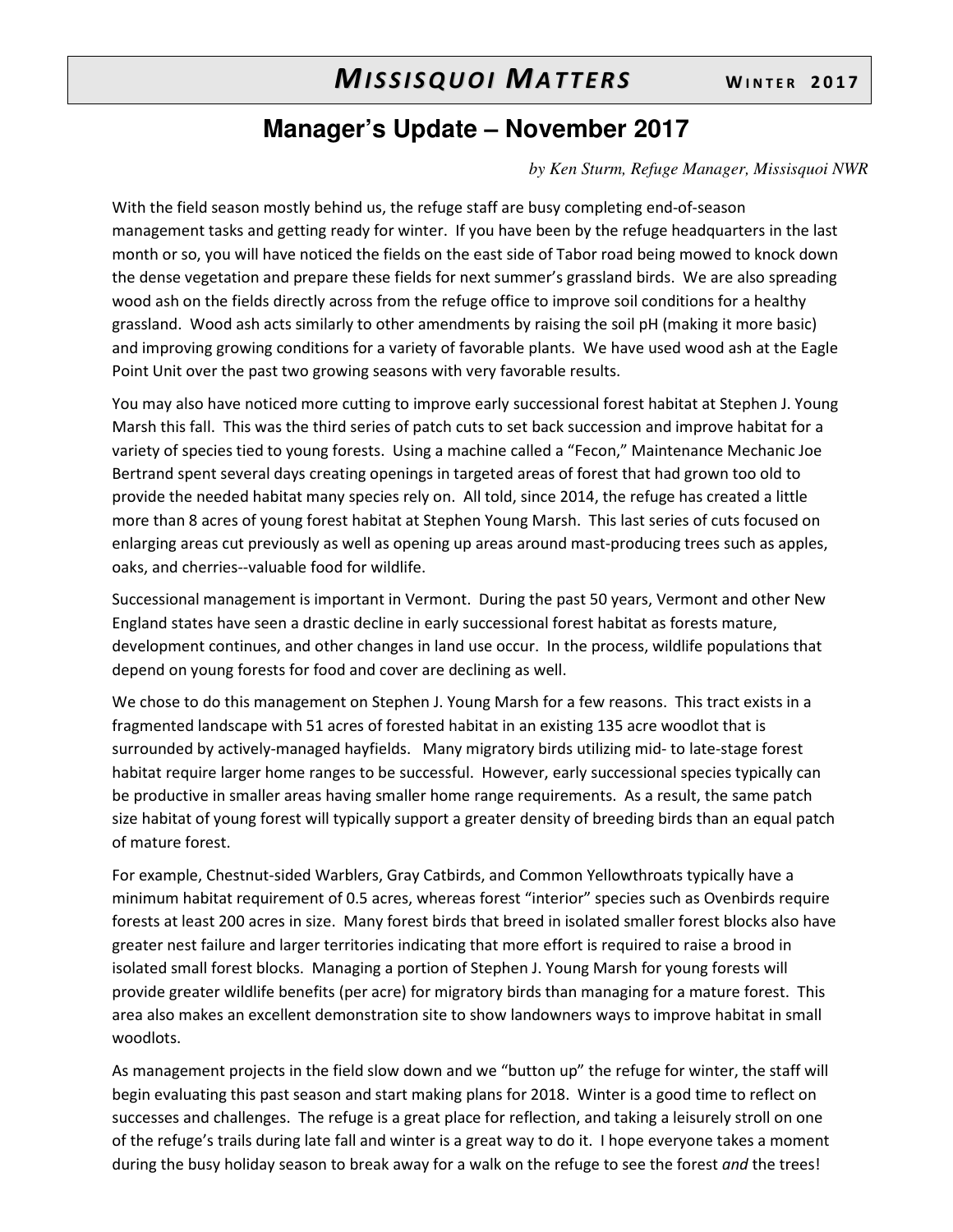# Manager's Update – November 2017

*by Ken Sturm, Refuge Manager, Missisquoi NWR*

With the field season mostly behind us, the refuge staff are busy completing end-of-season management tasks and getting ready for winter. If you have been by the refuge headquarters in the last month or so, you will have noticed the fields on the east side of Tabor road being mowed to knock down the dense vegetation and prepare these fields for next summer's grassland birds. We are also spreading wood ash on the fields directly across from the refuge office to improve soil conditions for a healthy grassland. Wood ash acts similarly to other amendments by raising the soil pH (making it more basic) and improving growing conditions for a variety of favorable plants. We have used wood ash at the Eagle Point Unit over the past two growing seasons with very favorable results.

You may also have noticed more cutting to improve early successional forest habitat at Stephen J. Young Marsh this fall. This was the third series of patch cuts to set back succession and improve habitat for a variety of species tied to young forests. Using a machine called a "Fecon," Maintenance Mechanic Joe Bertrand spent several days creating openings in targeted areas of forest that had grown too old to provide the needed habitat many species rely on. All told, since 2014, the refuge has created a little more than 8 acres of young forest habitat at Stephen Young Marsh. This last series of cuts focused on enlarging areas cut previously as well as opening up areas around mast-producing trees such as apples, oaks, and cherries--valuable food for wildlife.

Successional management is important in Vermont. During the past 50 years, Vermont and other New England states have seen a drastic decline in early successional forest habitat as forests mature, development continues, and other changes in land use occur. In the process, wildlife populations that depend on young forests for food and cover are declining as well.

We chose to do this management on Stephen J. Young Marsh for a few reasons. This tract exists in a fragmented landscape with 51 acres of forested habitat in an existing 135 acre woodlot that is surrounded by actively-managed hayfields. Many migratory birds utilizing mid- to late-stage forest habitat require larger home ranges to be successful. However, early successional species typically can be productive in smaller areas having smaller home range requirements. As a result, the same patch size habitat of young forest will typically support a greater density of breeding birds than an equal patch of mature forest.

For example, Chestnut-sided Warblers, Gray Catbirds, and Common Yellowthroats typically have a minimum habitat requirement of 0.5 acres, whereas forest "interior" species such as Ovenbirds require forests at least 200 acres in size. Many forest birds that breed in isolated smaller forest blocks also have greater nest failure and larger territories indicating that more effort is required to raise a brood in isolated small forest blocks. Managing a portion of Stephen J. Young Marsh for young forests will provide greater wildlife benefits (per acre) for migratory birds than managing for a mature forest. This area also makes an excellent demonstration site to show landowners ways to improve habitat in small woodlots.

As management projects in the field slow down and we "button up" the refuge for winter, the staff will begin evaluating this past season and start making plans for 2018. Winter is a good time to reflect on successes and challenges. The refuge is a great place for reflection, and taking a leisurely stroll on one of the refuge's trails during late fall and winter is a great way to do it. I hope everyone takes a moment during the busy holiday season to break away for a walk on the refuge to see the forest *and* the trees!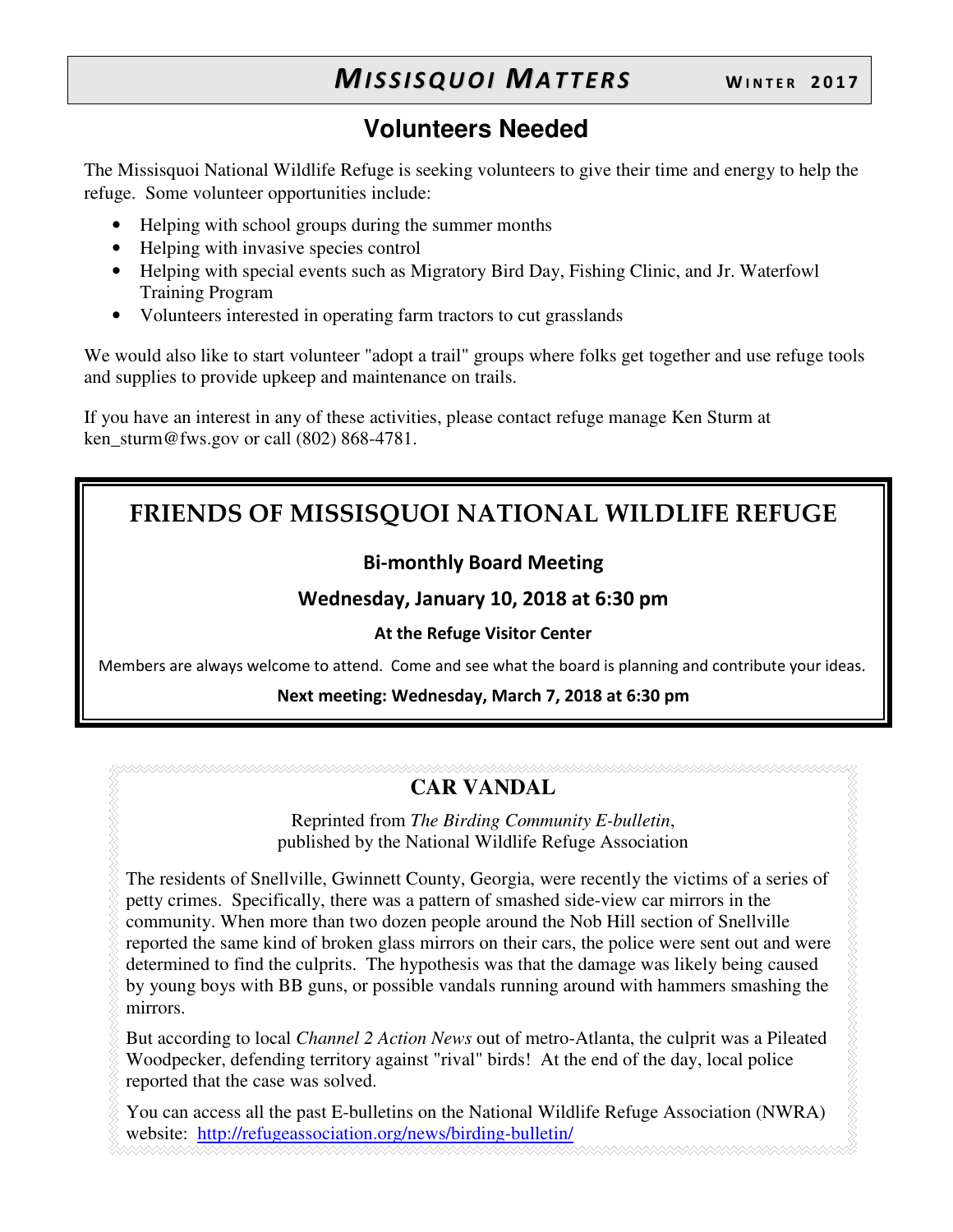## Volunteers Needed

The Missisquoi National Wildlife Refuge is seeking volunteers to give their time and energy to help the refuge. Some volunteer opportunities include:

- Helping with school groups during the summer months
- Helping with invasive species control
- Helping with special events such as Migratory Bird Day, Fishing Clinic, and Jr. Waterfowl Training Program
- Volunteers interested in operating farm tractors to cut grasslands

We would also like to start volunteer "adopt a trail" groups where folks get together and use refuge tools and supplies to provide upkeep and maintenance on trails.

If you have an interest in any of these activities, please contact refuge manage Ken Sturm at ken_sturm@fws.gov or call (802) 868-4781.

## FRIENDS OF MISSISQUOI NATIONAL WILDLIFE REFUGE

**Bi-monthly Board Meeting**

**Wednesday, January 10, 2018 at 6:30 pm**

**At the Refuge Visitor Center**

Members are always welcome to attend. Come and see what the board is planning and contribute your ideas.

**Next meeting: Wednesday, March 7, 2018 at 6:30 pm**

## CAR VANDAL

Reprinted from *The Birding Community E-bulletin*,
published by the National Wildlife Refuge Association

The residents of Snellville, Gwinnett County, Georgia, were recently the victims of a series of petty crimes. Specifically, there was a pattern of smashed side-view car mirrors in the community. When more than two dozen people around the Nob Hill section of Snellville reported the same kind of broken glass mirrors on their cars, the police were sent out and were determined to find the culprits. The hypothesis was that the damage was likely being caused by young boys with BB guns, or possible vandals running around with hammers smashing the mirrors.

But according to local *Channel 2 Action News* out of metro-Atlanta, the culprit was a Pileated Woodpecker, defending territory against "rival" birds! At the end of the day, local police reported that the case was solved.

You can access all the past E-bulletins on the National Wildlife Refuge Association (NWRA) website: http://refugeassociation.org/news/birding-bulletin/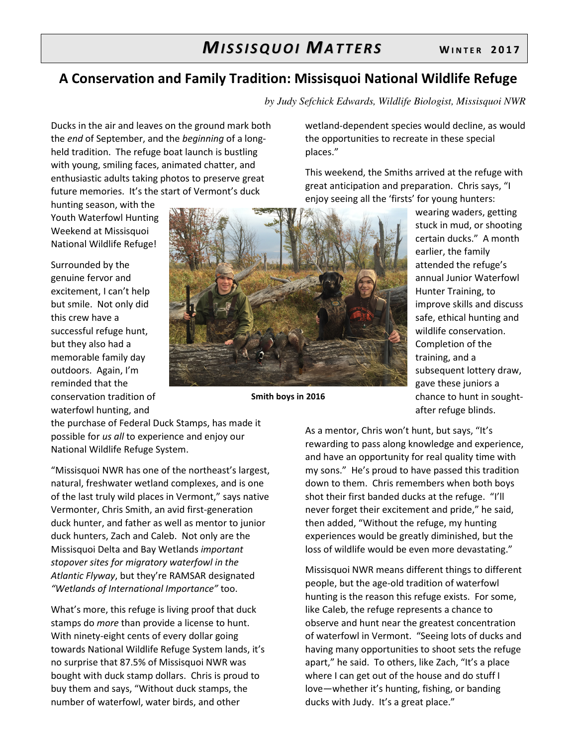## A Conservation and Family Tradition: Missisquoi National Wildlife Refuge

*by Judy Sefchick Edwards, Wildlife Biologist, Missisquoi NWR*

Ducks in the air and leaves on the ground mark both the *end* of September, and the *beginning* of a long-held tradition. The refuge boat launch is bustling with young, smiling faces, animated chatter, and enthusiastic adults taking photos to preserve great future memories. It's the start of Vermont's duck hunting season, with the Youth Waterfowl Hunting Weekend at Missisquoi National Wildlife Refuge!

Surrounded by the genuine fervor and excitement, I can't help but smile. Not only did this crew have a successful refuge hunt, but they also had a memorable family day outdoors. Again, I'm reminded that the conservation tradition of waterfowl hunting, and the purchase of Federal Duck Stamps, has made it possible for *us all* to experience and enjoy our National Wildlife Refuge System.

**Smith boys in 2016**

"Missisquoi NWR has one of the northeast's largest, natural, freshwater wetland complexes, and is one of the last truly wild places in Vermont," says native Vermonter, Chris Smith, an avid first-generation duck hunter, and father as well as mentor to junior duck hunters, Zach and Caleb. Not only are the Missisquoi Delta and Bay Wetlands *important stopover sites for migratory waterfowl in the Atlantic Flyway*, but they're RAMSAR designated *"Wetlands of International Importance"* too.

What's more, this refuge is living proof that duck stamps do *more* than provide a license to hunt. With ninety-eight cents of every dollar going towards National Wildlife Refuge System lands, it's no surprise that 87.5% of Missisquoi NWR was bought with duck stamp dollars. Chris is proud to buy them and says, "Without duck stamps, the number of waterfowl, water birds, and other wetland-dependent species would decline, as would the opportunities to recreate in these special places."

This weekend, the Smiths arrived at the refuge with great anticipation and preparation. Chris says, "I enjoy seeing all the 'firsts' for young hunters: wearing waders, getting stuck in mud, or shooting certain ducks." A month earlier, the family attended the refuge's annual Junior Waterfowl Hunter Training, to improve skills and discuss safe, ethical hunting and wildlife conservation. Completion of the training, and a subsequent lottery draw, gave these juniors a chance to hunt in sought-after refuge blinds.

As a mentor, Chris won't hunt, but says, "It's rewarding to pass along knowledge and experience, and have an opportunity for real quality time with my sons." He's proud to have passed this tradition down to them. Chris remembers when both boys shot their first banded ducks at the refuge. "I'll never forget their excitement and pride," he said, then added, "Without the refuge, my hunting experiences would be greatly diminished, but the loss of wildlife would be even more devastating."

Missisquoi NWR means different things to different people, but the age-old tradition of waterfowl hunting is the reason this refuge exists. For some, like Caleb, the refuge represents a chance to observe and hunt near the greatest concentration of waterfowl in Vermont. "Seeing lots of ducks and having many opportunities to shoot sets the refuge apart," he said. To others, like Zach, "It's a place where I can get out of the house and do stuff I love—whether it's hunting, fishing, or banding ducks with Judy. It's a great place."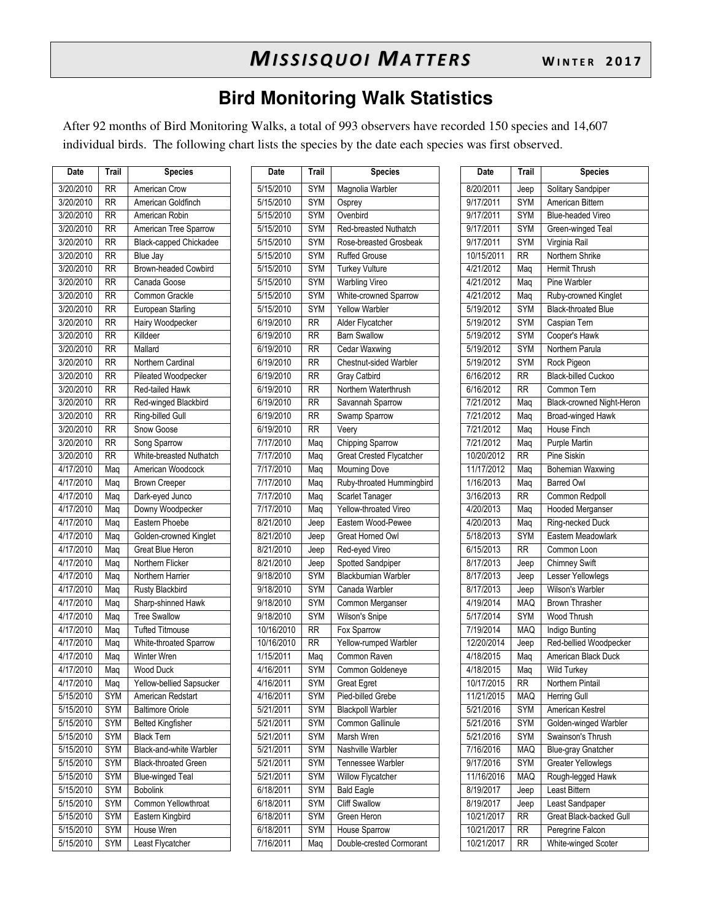## Bird Monitoring Walk Statistics

After 92 months of Bird Monitoring Walks, a total of 993 observers have recorded 150 species and 14,607 individual birds. The following chart lists the species by the date each species was first observed.

| Date | Trail | Species |
|---|---|---|
| 3/20/2010 | RR | American Crow |
| 3/20/2010 | RR | American Goldfinch |
| 3/20/2010 | RR | American Robin |
| 3/20/2010 | RR | American Tree Sparrow |
| 3/20/2010 | RR | Black-capped Chickadee |
| 3/20/2010 | RR | Blue Jay |
| 3/20/2010 | RR | Brown-headed Cowbird |
| 3/20/2010 | RR | Canada Goose |
| 3/20/2010 | RR | Common Grackle |
| 3/20/2010 | RR | European Starling |
| 3/20/2010 | RR | Hairy Woodpecker |
| 3/20/2010 | RR | Killdeer |
| 3/20/2010 | RR | Mallard |
| 3/20/2010 | RR | Northern Cardinal |
| 3/20/2010 | RR | Pileated Woodpecker |
| 3/20/2010 | RR | Red-tailed Hawk |
| 3/20/2010 | RR | Red-winged Blackbird |
| 3/20/2010 | RR | Ring-billed Gull |
| 3/20/2010 | RR | Snow Goose |
| 3/20/2010 | RR | Song Sparrow |
| 3/20/2010 | RR | White-breasted Nuthatch |
| 4/17/2010 | Maq | American Woodcock |
| 4/17/2010 | Maq | Brown Creeper |
| 4/17/2010 | Maq | Dark-eyed Junco |
| 4/17/2010 | Maq | Downy Woodpecker |
| 4/17/2010 | Maq | Eastern Phoebe |
| 4/17/2010 | Maq | Golden-crowned Kinglet |
| 4/17/2010 | Maq | Great Blue Heron |
| 4/17/2010 | Maq | Northern Flicker |
| 4/17/2010 | Maq | Northern Harrier |
| 4/17/2010 | Maq | Rusty Blackbird |
| 4/17/2010 | Maq | Sharp-shinned Hawk |
| 4/17/2010 | Maq | Tree Swallow |
| 4/17/2010 | Maq | Tufted Titmouse |
| 4/17/2010 | Maq | White-throated Sparrow |
| 4/17/2010 | Maq | Winter Wren |
| 4/17/2010 | Maq | Wood Duck |
| 4/17/2010 | Maq | Yellow-bellied Sapsucker |
| 5/15/2010 | SYM | American Redstart |
| 5/15/2010 | SYM | Baltimore Oriole |
| 5/15/2010 | SYM | Belted Kingfisher |
| 5/15/2010 | SYM | Black Tern |
| 5/15/2010 | SYM | Black-and-white Warbler |
| 5/15/2010 | SYM | Black-throated Green |
| 5/15/2010 | SYM | Blue-winged Teal |
| 5/15/2010 | SYM | Bobolink |
| 5/15/2010 | SYM | Common Yellowthroat |
| 5/15/2010 | SYM | Eastern Kingbird |
| 5/15/2010 | SYM | House Wren |
| 5/15/2010 | SYM | Least Flycatcher |
| 5/15/2010 | SYM | Magnolia Warbler |
| 5/15/2010 | SYM | Osprey |
| 5/15/2010 | SYM | Ovenbird |
| 5/15/2010 | SYM | Red-breasted Nuthatch |
| 5/15/2010 | SYM | Rose-breasted Grosbeak |
| 5/15/2010 | SYM | Ruffed Grouse |
| 5/15/2010 | SYM | Turkey Vulture |
| 5/15/2010 | SYM | Warbling Vireo |
| 5/15/2010 | SYM | White-crowned Sparrow |
| 5/15/2010 | SYM | Yellow Warbler |
| 6/19/2010 | RR | Alder Flycatcher |
| 6/19/2010 | RR | Barn Swallow |
| 6/19/2010 | RR | Cedar Waxwing |
| 6/19/2010 | RR | Chestnut-sided Warbler |
| 6/19/2010 | RR | Gray Catbird |
| 6/19/2010 | RR | Northern Waterthrush |
| 6/19/2010 | RR | Savannah Sparrow |
| 6/19/2010 | RR | Swamp Sparrow |
| 6/19/2010 | RR | Veery |
| 7/17/2010 | Maq | Chipping Sparrow |
| 7/17/2010 | Maq | Great Crested Flycatcher |
| 7/17/2010 | Maq | Mourning Dove |
| 7/17/2010 | Maq | Ruby-throated Hummingbird |
| 7/17/2010 | Maq | Scarlet Tanager |
| 7/17/2010 | Maq | Yellow-throated Vireo |
| 8/21/2010 | Jeep | Eastern Wood-Pewee |
| 8/21/2010 | Jeep | Great Horned Owl |
| 8/21/2010 | Jeep | Red-eyed Vireo |
| 8/21/2010 | Jeep | Spotted Sandpiper |
| 9/18/2010 | SYM | Blackburnian Warbler |
| 9/18/2010 | SYM | Canada Warbler |
| 9/18/2010 | SYM | Common Merganser |
| 9/18/2010 | SYM | Wilson's Snipe |
| 10/16/2010 | RR | Fox Sparrow |
| 10/16/2010 | RR | Yellow-rumped Warbler |
| 1/15/2011 | Maq | Common Raven |
| 4/16/2011 | SYM | Common Goldeneye |
| 4/16/2011 | SYM | Great Egret |
| 4/16/2011 | SYM | Pied-billed Grebe |
| 5/21/2011 | SYM | Blackpoll Warbler |
| 5/21/2011 | SYM | Common Gallinule |
| 5/21/2011 | SYM | Marsh Wren |
| 5/21/2011 | SYM | Nashville Warbler |
| 5/21/2011 | SYM | Tennessee Warbler |
| 5/21/2011 | SYM | Willow Flycatcher |
| 6/18/2011 | SYM | Bald Eagle |
| 6/18/2011 | SYM | Cliff Swallow |
| 6/18/2011 | SYM | Green Heron |
| 6/18/2011 | SYM | House Sparrow |
| 7/16/2011 | Maq | Double-crested Cormorant |
| 8/20/2011 | Jeep | Solitary Sandpiper |
| 9/17/2011 | SYM | American Bittern |
| 9/17/2011 | SYM | Blue-headed Vireo |
| 9/17/2011 | SYM | Green-winged Teal |
| 9/17/2011 | SYM | Virginia Rail |
| 10/15/2011 | RR | Northern Shrike |
| 4/21/2012 | Maq | Hermit Thrush |
| 4/21/2012 | Maq | Pine Warbler |
| 4/21/2012 | Maq | Ruby-crowned Kinglet |
| 5/19/2012 | SYM | Black-throated Blue |
| 5/19/2012 | SYM | Caspian Tern |
| 5/19/2012 | SYM | Cooper's Hawk |
| 5/19/2012 | SYM | Northern Parula |
| 5/19/2012 | SYM | Rock Pigeon |
| 6/16/2012 | RR | Black-billed Cuckoo |
| 6/16/2012 | RR | Common Tern |
| 7/21/2012 | Maq | Black-crowned Night-Heron |
| 7/21/2012 | Maq | Broad-winged Hawk |
| 7/21/2012 | Maq | House Finch |
| 7/21/2012 | Maq | Purple Martin |
| 10/20/2012 | RR | Pine Siskin |
| 11/17/2012 | Maq | Bohemian Waxwing |
| 1/16/2013 | Maq | Barred Owl |
| 3/16/2013 | RR | Common Redpoll |
| 4/20/2013 | Maq | Hooded Merganser |
| 4/20/2013 | Maq | Ring-necked Duck |
| 5/18/2013 | SYM | Eastern Meadowlark |
| 6/15/2013 | RR | Common Loon |
| 8/17/2013 | Jeep | Chimney Swift |
| 8/17/2013 | Jeep | Lesser Yellowlegs |
| 8/17/2013 | Jeep | Wilson's Warbler |
| 4/19/2014 | MAQ | Brown Thrasher |
| 5/17/2014 | SYM | Wood Thrush |
| 7/19/2014 | MAQ | Indigo Bunting |
| 12/20/2014 | Jeep | Red-bellied Woodpecker |
| 4/18/2015 | Maq | American Black Duck |
| 4/18/2015 | Maq | Wild Turkey |
| 10/17/2015 | RR | Northern Pintail |
| 11/21/2015 | MAQ | Herring Gull |
| 5/21/2016 | SYM | American Kestrel |
| 5/21/2016 | SYM | Golden-winged Warbler |
| 5/21/2016 | SYM | Swainson's Thrush |
| 7/16/2016 | MAQ | Blue-gray Gnatcher |
| 9/17/2016 | SYM | Greater Yellowlegs |
| 11/16/2016 | MAQ | Rough-legged Hawk |
| 8/19/2017 | Jeep | Least Bittern |
| 8/19/2017 | Jeep | Least Sandpaper |
| 10/21/2017 | RR | Great Black-backed Gull |
| 10/21/2017 | RR | Peregrine Falcon |
| 10/21/2017 | RR | White-winged Scoter |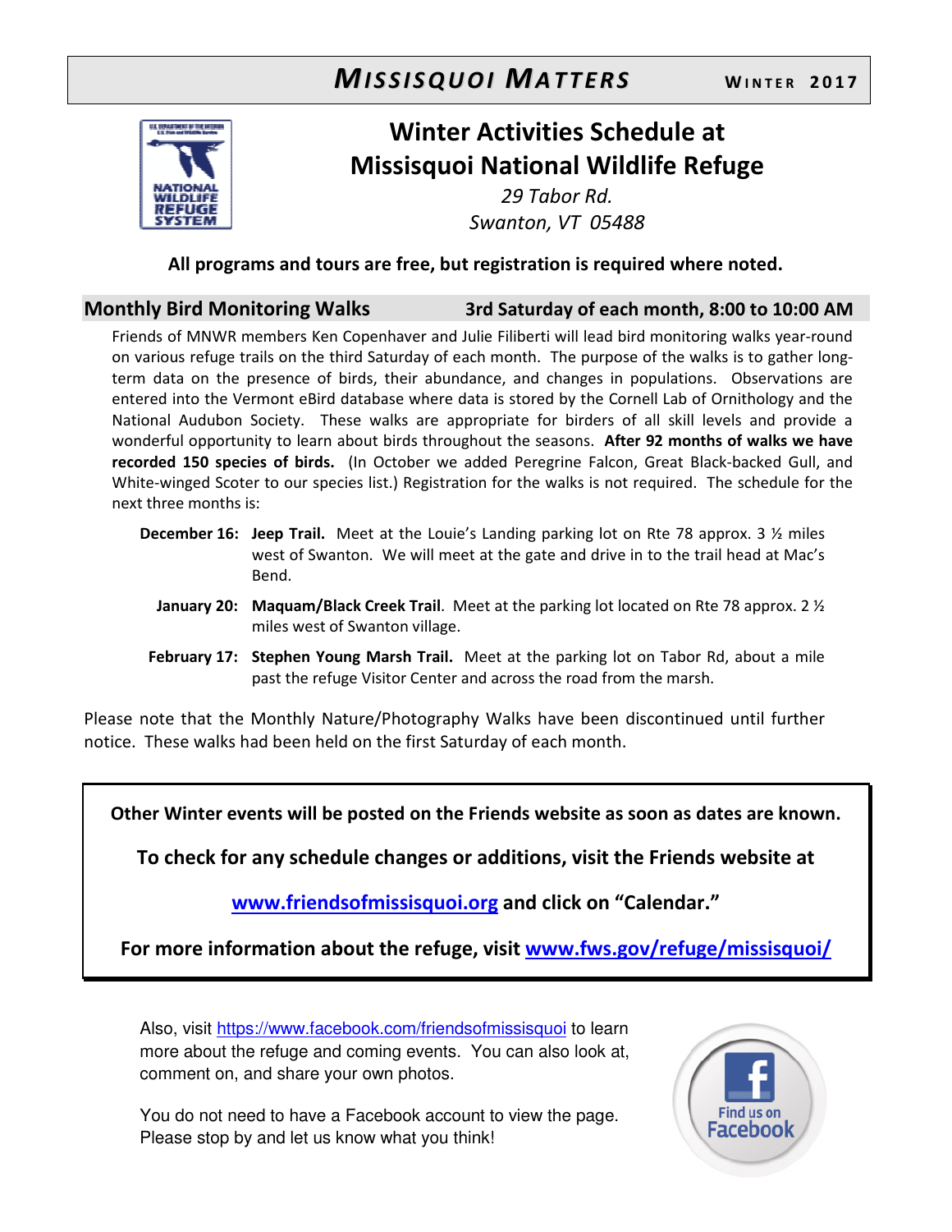# Winter Activities Schedule at Missisquoi National Wildlife Refuge

*29 Tabor Rd.*
*Swanton, VT 05488*

**All programs and tours are free, but registration is required where noted.**

## Monthly Bird Monitoring Walks — 3rd Saturday of each month, 8:00 to 10:00 AM

Friends of MNWR members Ken Copenhaver and Julie Filiberti will lead bird monitoring walks year-round on various refuge trails on the third Saturday of each month. The purpose of the walks is to gather long-term data on the presence of birds, their abundance, and changes in populations. Observations are entered into the Vermont eBird database where data is stored by the Cornell Lab of Ornithology and the National Audubon Society. These walks are appropriate for birders of all skill levels and provide a wonderful opportunity to learn about birds throughout the seasons. **After 92 months of walks we have recorded 150 species of birds.** (In October we added Peregrine Falcon, Great Black-backed Gull, and White-winged Scoter to our species list.) Registration for the walks is not required. The schedule for the next three months is:

- **December 16:** **Jeep Trail.** Meet at the Louie's Landing parking lot on Rte 78 approx. 3 ½ miles west of Swanton. We will meet at the gate and drive in to the trail head at Mac's Bend.
- **January 20:** **Maquam/Black Creek Trail**. Meet at the parking lot located on Rte 78 approx. 2 ½ miles west of Swanton village.
- **February 17:** **Stephen Young Marsh Trail.** Meet at the parking lot on Tabor Rd, about a mile past the refuge Visitor Center and across the road from the marsh.

Please note that the Monthly Nature/Photography Walks have been discontinued until further notice. These walks had been held on the first Saturday of each month.

**Other Winter events will be posted on the Friends website as soon as dates are known.**

**To check for any schedule changes or additions, visit the Friends website at**

**www.friendsofmissisquoi.org and click on "Calendar."**

**For more information about the refuge, visit www.fws.gov/refuge/missisquoi/**

Also, visit https://www.facebook.com/friendsofmissisquoi to learn more about the refuge and coming events. You can also look at, comment on, and share your own photos.

You do not need to have a Facebook account to view the page. Please stop by and let us know what you think!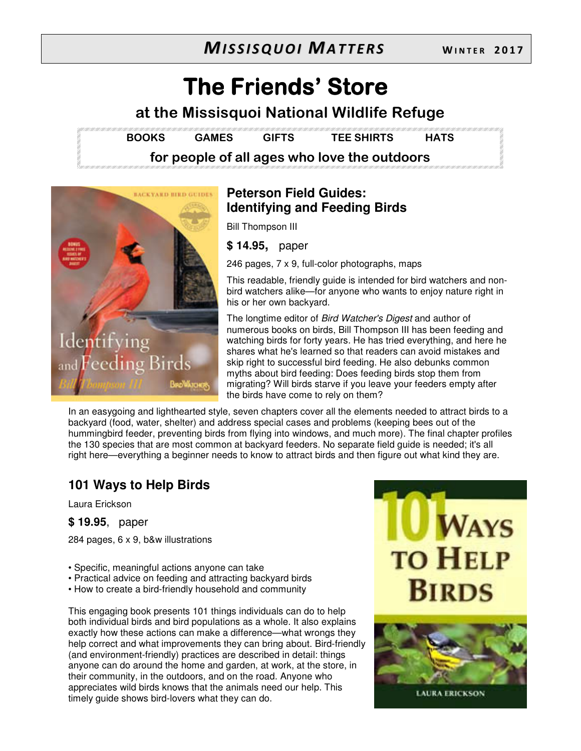# The Friends' Store

## at the Missisquoi National Wildlife Refuge

**BOOKS GAMES GIFTS TEE SHIRTS HATS**

**for people of all ages who love the outdoors**

### Peterson Field Guides: Identifying and Feeding Birds

Bill Thompson III

**$ 14.95,** paper

246 pages, 7 x 9, full-color photographs, maps

This readable, friendly guide is intended for bird watchers and non-bird watchers alike—for anyone who wants to enjoy nature right in his or her own backyard.

The longtime editor of *Bird Watcher's Digest* and author of numerous books on birds, Bill Thompson III has been feeding and watching birds for forty years. He has tried everything, and here he shares what he's learned so that readers can avoid mistakes and skip right to successful bird feeding. He also debunks common myths about bird feeding: Does feeding birds stop them from migrating? Will birds starve if you leave your feeders empty after the birds have come to rely on them?

In an easygoing and lighthearted style, seven chapters cover all the elements needed to attract birds to a backyard (food, water, shelter) and address special cases and problems (keeping bees out of the hummingbird feeder, preventing birds from flying into windows, and much more). The final chapter profiles the 130 species that are most common at backyard feeders. No separate field guide is needed; it's all right here—everything a beginner needs to know to attract birds and then figure out what kind they are.

### 101 Ways to Help Birds

Laura Erickson

**$ 19.95**, paper

284 pages, 6 x 9, b&w illustrations

- Specific, meaningful actions anyone can take
- Practical advice on feeding and attracting backyard birds
- How to create a bird-friendly household and community

This engaging book presents 101 things individuals can do to help both individual birds and bird populations as a whole. It also explains exactly how these actions can make a difference—what wrongs they help correct and what improvements they can bring about. Bird-friendly (and environment-friendly) practices are described in detail: things anyone can do around the home and garden, at work, at the store, in their community, in the outdoors, and on the road. Anyone who appreciates wild birds knows that the animals need our help. This timely guide shows bird-lovers what they can do.